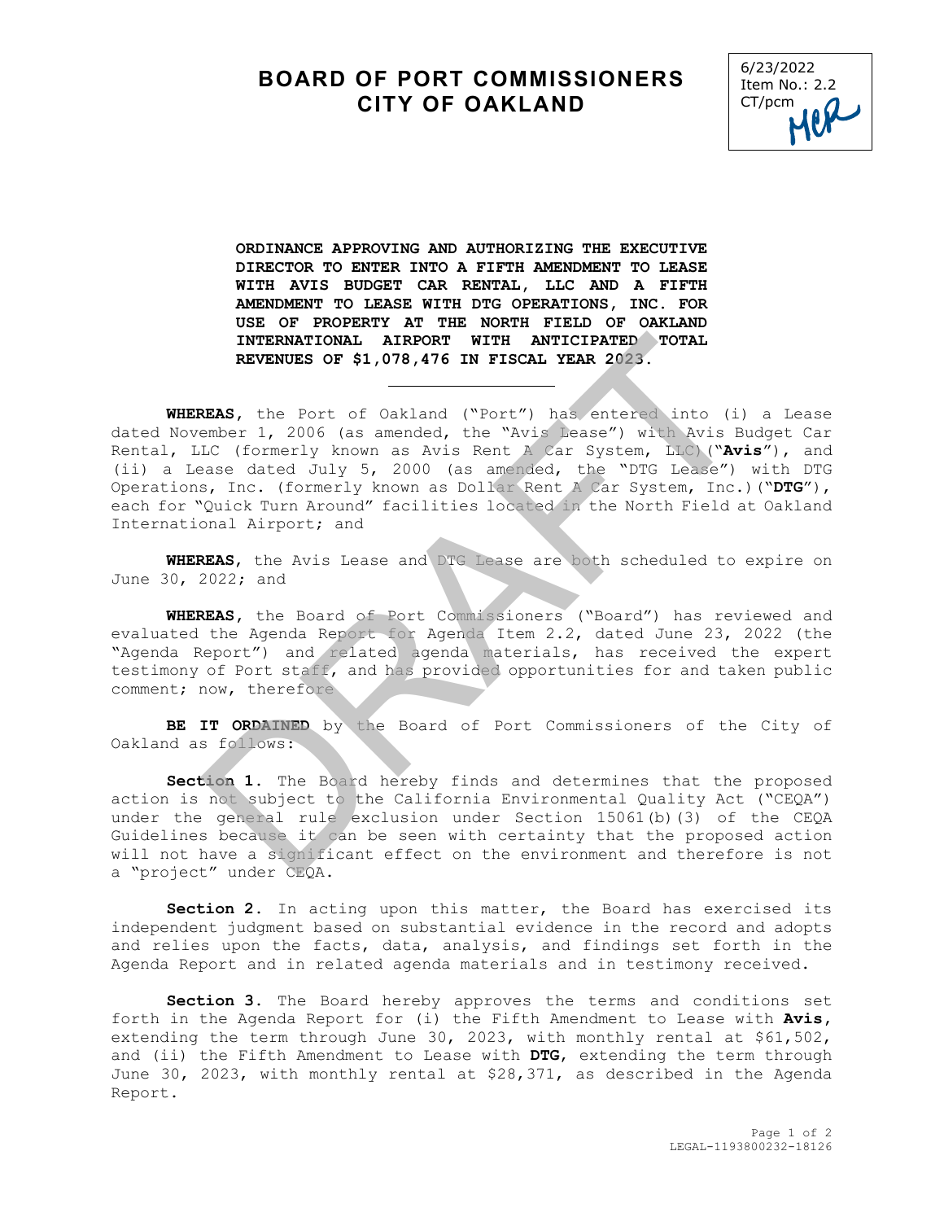# BOARD OF PORT COMMISSIONERS
# CITY OF OAKLAND

6/23/2022
Item No.: 2.2
CT/pcm

**ORDINANCE APPROVING AND AUTHORIZING THE EXECUTIVE DIRECTOR TO ENTER INTO A FIFTH AMENDMENT TO LEASE WITH AVIS BUDGET CAR RENTAL, LLC AND A FIFTH AMENDMENT TO LEASE WITH DTG OPERATIONS, INC. FOR USE OF PROPERTY AT THE NORTH FIELD OF OAKLAND INTERNATIONAL AIRPORT WITH ANTICIPATED TOTAL REVENUES OF $1,078,476 IN FISCAL YEAR 2023.**

---

**WHEREAS**, the Port of Oakland ("Port") has entered into (i) a Lease dated November 1, 2006 (as amended, the "Avis Lease") with Avis Budget Car Rental, LLC (formerly known as Avis Rent A Car System, LLC)("**Avis**"), and (ii) a Lease dated July 5, 2000 (as amended, the "DTG Lease") with DTG Operations, Inc. (formerly known as Dollar Rent A Car System, Inc.)("**DTG**"), each for "Quick Turn Around" facilities located in the North Field at Oakland International Airport; and

**WHEREAS**, the Avis Lease and DTG Lease are both scheduled to expire on June 30, 2022; and

**WHEREAS**, the Board of Port Commissioners ("Board") has reviewed and evaluated the Agenda Report for Agenda Item 2.2, dated June 23, 2022 (the "Agenda Report") and related agenda materials, has received the expert testimony of Port staff, and has provided opportunities for and taken public comment; now, therefore

**BE IT ORDAINED** by the Board of Port Commissioners of the City of Oakland as follows:

**Section 1.** The Board hereby finds and determines that the proposed action is not subject to the California Environmental Quality Act ("CEQA") under the general rule exclusion under Section 15061(b)(3) of the CEQA Guidelines because it can be seen with certainty that the proposed action will not have a significant effect on the environment and therefore is not a "project" under CEQA.

**Section 2.** In acting upon this matter, the Board has exercised its independent judgment based on substantial evidence in the record and adopts and relies upon the facts, data, analysis, and findings set forth in the Agenda Report and in related agenda materials and in testimony received.

**Section 3.** The Board hereby approves the terms and conditions set forth in the Agenda Report for (i) the Fifth Amendment to Lease with **Avis**, extending the term through June 30, 2023, with monthly rental at $61,502, and (ii) the Fifth Amendment to Lease with **DTG**, extending the term through June 30, 2023, with monthly rental at $28,371, as described in the Agenda Report.

LEGAL-1193800232-18126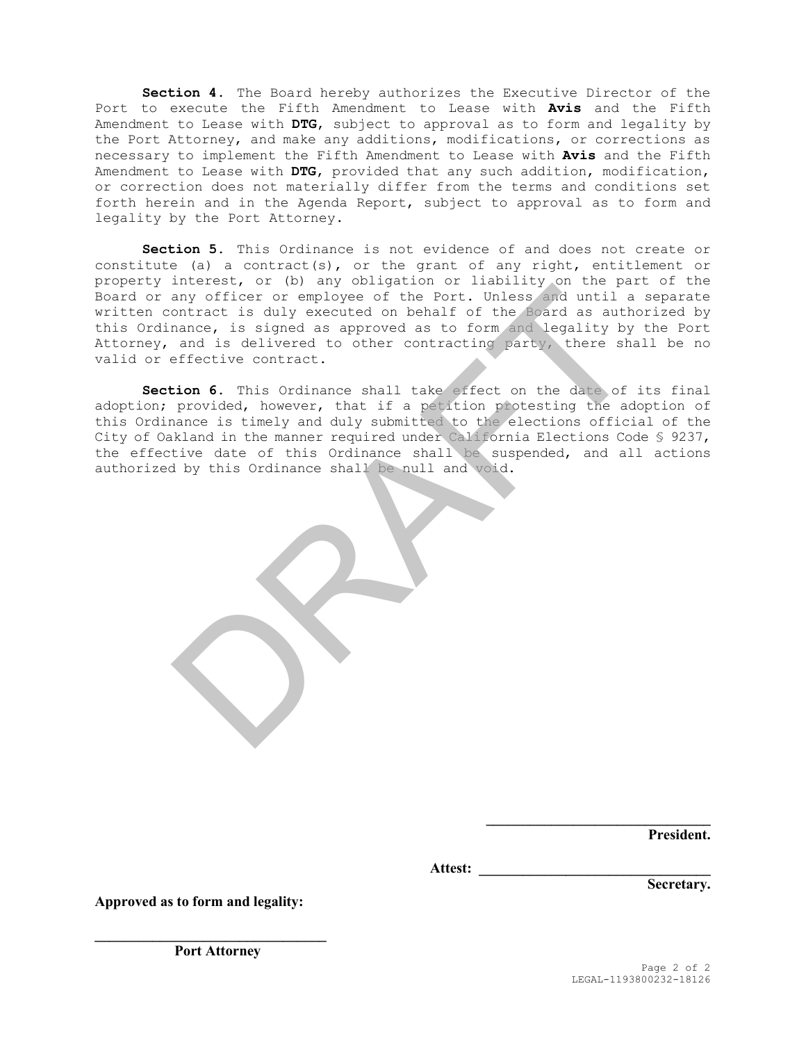**Section 4.** The Board hereby authorizes the Executive Director of the Port to execute the Fifth Amendment to Lease with **Avis** and the Fifth Amendment to Lease with **DTG**, subject to approval as to form and legality by the Port Attorney, and make any additions, modifications, or corrections as necessary to implement the Fifth Amendment to Lease with **Avis** and the Fifth Amendment to Lease with **DTG**, provided that any such addition, modification, or correction does not materially differ from the terms and conditions set forth herein and in the Agenda Report, subject to approval as to form and legality by the Port Attorney.

**Section 5.** This Ordinance is not evidence of and does not create or constitute (a) a contract(s), or the grant of any right, entitlement or property interest, or (b) any obligation or liability on the part of the Board or any officer or employee of the Port. Unless and until a separate written contract is duly executed on behalf of the Board as authorized by this Ordinance, is signed as approved as to form and legality by the Port Attorney, and is delivered to other contracting party, there shall be no valid or effective contract.

**Section 6.** This Ordinance shall take effect on the date of its final adoption; provided, however, that if a petition protesting the adoption of this Ordinance is timely and duly submitted to the elections official of the City of Oakland in the manner required under California Elections Code § 9237, the effective date of this Ordinance shall be suspended, and all actions authorized by this Ordinance shall be null and void.

DRAFT

______________________________
**President.**

**Attest:** ______________________________
**Secretary.**

**Approved as to form and legality:**

______________________________
**Port Attorney**

LEGAL-1193800232-18126